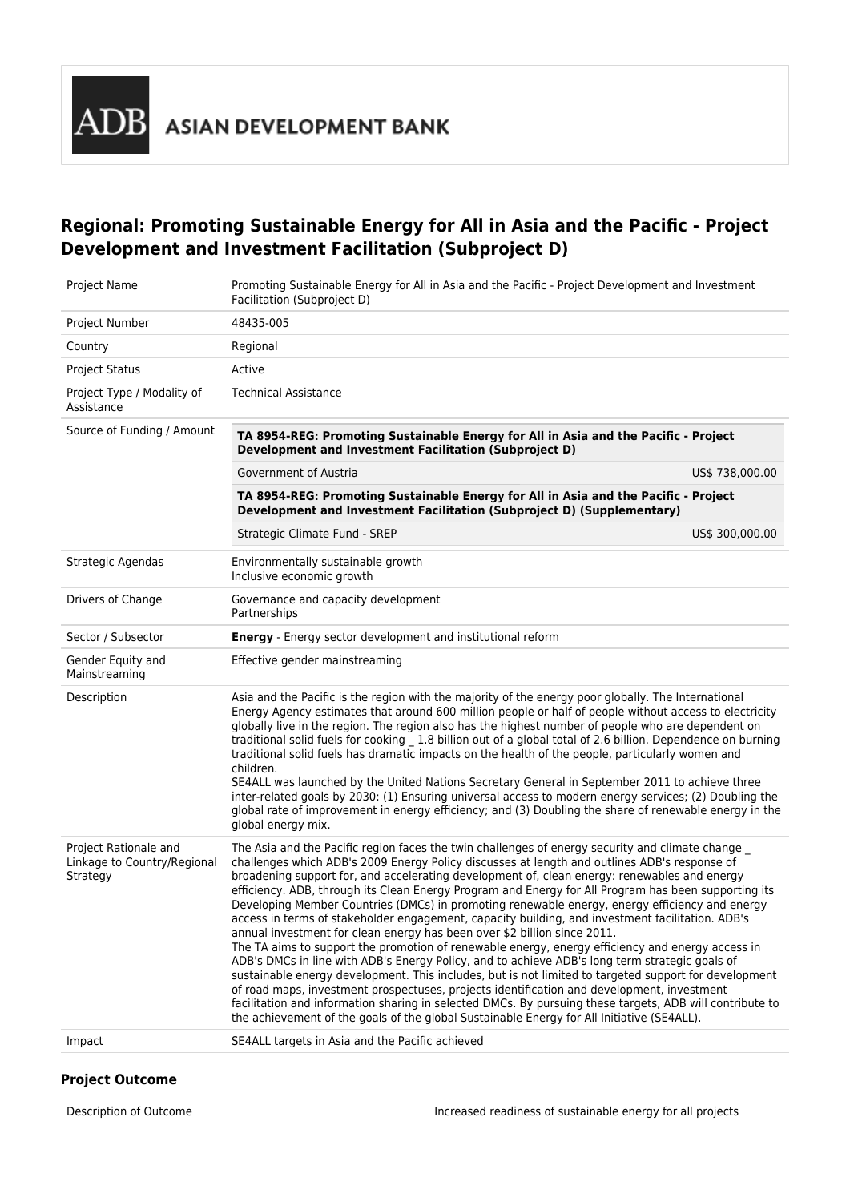ASIAN DEVELOPMENT BANK

# Regional: Promoting Sustainable Energy for All in Asia and the Pacific - Project Development and Investment Facilitation (Subproject D)

| | |
|---|---|
| Project Name | Promoting Sustainable Energy for All in Asia and the Pacific - Project Development and Investment Facilitation (Subproject D) |
| Project Number | 48435-005 |
| Country | Regional |
| Project Status | Active |
| Project Type / Modality of Assistance | Technical Assistance |
| Source of Funding / Amount | **TA 8954-REG: Promoting Sustainable Energy for All in Asia and the Pacific - Project Development and Investment Facilitation (Subproject D)**<br>Government of Austria US$ 738,000.00<br>**TA 8954-REG: Promoting Sustainable Energy for All in Asia and the Pacific - Project Development and Investment Facilitation (Subproject D) (Supplementary)**<br>Strategic Climate Fund - SREP US$ 300,000.00 |
| Strategic Agendas | Environmentally sustainable growth<br>Inclusive economic growth |
| Drivers of Change | Governance and capacity development<br>Partnerships |
| Sector / Subsector | **Energy** - Energy sector development and institutional reform |
| Gender Equity and Mainstreaming | Effective gender mainstreaming |
| Description | Asia and the Pacific is the region with the majority of the energy poor globally. The International Energy Agency estimates that around 600 million people or half of people without access to electricity globally live in the region. The region also has the highest number of people who are dependent on traditional solid fuels for cooking _ 1.8 billion out of a global total of 2.6 billion. Dependence on burning traditional solid fuels has dramatic impacts on the health of the people, particularly women and children.<br>SE4ALL was launched by the United Nations Secretary General in September 2011 to achieve three inter-related goals by 2030: (1) Ensuring universal access to modern energy services; (2) Doubling the global rate of improvement in energy efficiency; and (3) Doubling the share of renewable energy in the global energy mix. |
| Project Rationale and Linkage to Country/Regional Strategy | The Asia and the Pacific region faces the twin challenges of energy security and climate change _ challenges which ADB's 2009 Energy Policy discusses at length and outlines ADB's response of broadening support for, and accelerating development of, clean energy: renewables and energy efficiency. ADB, through its Clean Energy Program and Energy for All Program has been supporting its Developing Member Countries (DMCs) in promoting renewable energy, energy efficiency and energy access in terms of stakeholder engagement, capacity building, and investment facilitation. ADB's annual investment for clean energy has been over $2 billion since 2011.<br>The TA aims to support the promotion of renewable energy, energy efficiency and energy access in ADB's DMCs in line with ADB's Energy Policy, and to achieve ADB's long term strategic goals of sustainable energy development. This includes, but is not limited to targeted support for development of road maps, investment prospectuses, projects identification and development, investment facilitation and information sharing in selected DMCs. By pursuing these targets, ADB will contribute to the achievement of the goals of the global Sustainable Energy for All Initiative (SE4ALL). |
| Impact | SE4ALL targets in Asia and the Pacific achieved |

## Project Outcome

| | |
|---|---|
| Description of Outcome | Increased readiness of sustainable energy for all projects |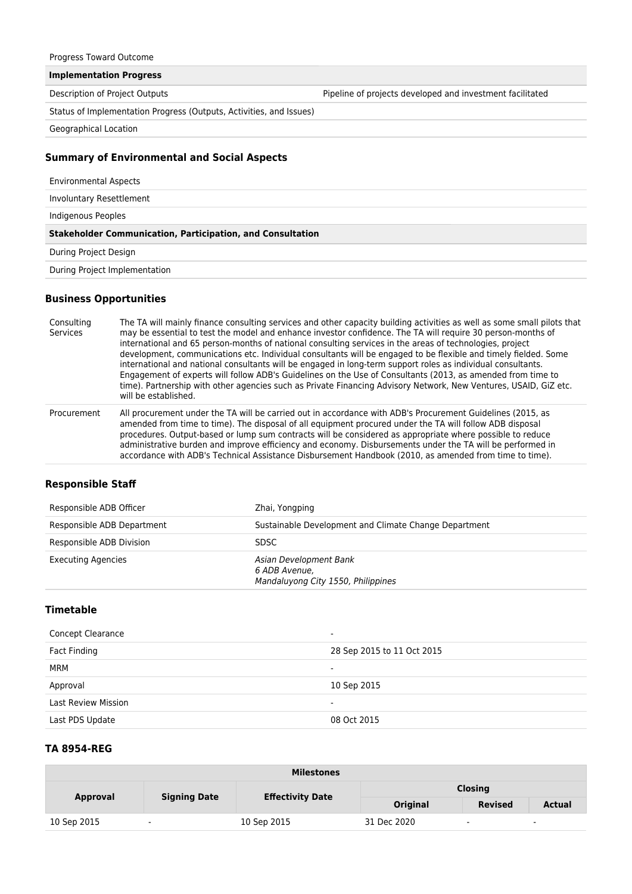| | |
|---|---|
| Progress Toward Outcome | |
| **Implementation Progress** | |
| Description of Project Outputs | Pipeline of projects developed and investment facilitated |
| Status of Implementation Progress (Outputs, Activities, and Issues) | |
| Geographical Location | |

### Summary of Environmental and Social Aspects

| | |
|---|---|
| Environmental Aspects | |
| Involuntary Resettlement | |
| Indigenous Peoples | |
| **Stakeholder Communication, Participation, and Consultation** | |
| During Project Design | |
| During Project Implementation | |

### Business Opportunities

| | |
|---|---|
| Consulting Services | The TA will mainly finance consulting services and other capacity building activities as well as some small pilots that may be essential to test the model and enhance investor confidence. The TA will require 30 person-months of international and 65 person-months of national consulting services in the areas of technologies, project development, communications etc. Individual consultants will be engaged to be flexible and timely fielded. Some international and national consultants will be engaged in long-term support roles as individual consultants. Engagement of experts will follow ADB's Guidelines on the Use of Consultants (2013, as amended from time to time). Partnership with other agencies such as Private Financing Advisory Network, New Ventures, USAID, GiZ etc. will be established. |
| Procurement | All procurement under the TA will be carried out in accordance with ADB's Procurement Guidelines (2015, as amended from time to time). The disposal of all equipment procured under the TA will follow ADB disposal procedures. Output-based or lump sum contracts will be considered as appropriate where possible to reduce administrative burden and improve efficiency and economy. Disbursements under the TA will be performed in accordance with ADB's Technical Assistance Disbursement Handbook (2010, as amended from time to time). |

### Responsible Staff

| | |
|---|---|
| Responsible ADB Officer | Zhai, Yongping |
| Responsible ADB Department | Sustainable Development and Climate Change Department |
| Responsible ADB Division | SDSC |
| Executing Agencies | *Asian Development Bank*<br>*6 ADB Avenue,*<br>*Mandaluyong City 1550, Philippines* |

### Timetable

| | |
|---|---|
| Concept Clearance | - |
| Fact Finding | 28 Sep 2015 to 11 Oct 2015 |
| MRM | - |
| Approval | 10 Sep 2015 |
| Last Review Mission | - |
| Last PDS Update | 08 Oct 2015 |

### TA 8954-REG

| Milestones | | | | | |
|---|---|---|---|---|---|
| Approval | Signing Date | Effectivity Date | Closing | | |
| | | | Original | Revised | Actual |
| 10 Sep 2015 | - | 10 Sep 2015 | 31 Dec 2020 | - | - |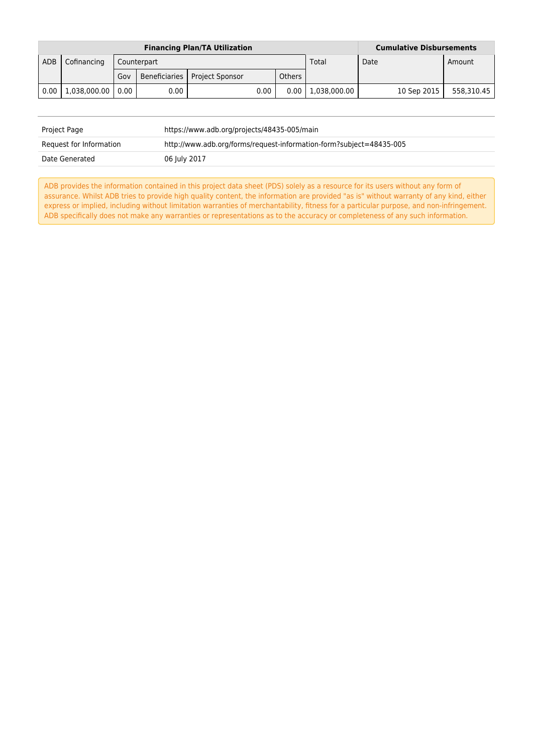| Financing Plan/TA Utilization | | | | | | | Cumulative Disbursements | |
|---|---|---|---|---|---|---|---|---|
| ADB | Cofinancing | Counterpart | | | | Total | Date | Amount |
| | | Gov | Beneficiaries | Project Sponsor | Others | | | |
| 0.00 | 1,038,000.00 | 0.00 | 0.00 | 0.00 | 0.00 | 1,038,000.00 | 10 Sep 2015 | 558,310.45 |

| | |
|---|---|
| Project Page | https://www.adb.org/projects/48435-005/main |
| Request for Information | http://www.adb.org/forms/request-information-form?subject=48435-005 |
| Date Generated | 06 July 2017 |

ADB provides the information contained in this project data sheet (PDS) solely as a resource for its users without any form of assurance. Whilst ADB tries to provide high quality content, the information are provided "as is" without warranty of any kind, either express or implied, including without limitation warranties of merchantability, fitness for a particular purpose, and non-infringement. ADB specifically does not make any warranties or representations as to the accuracy or completeness of any such information.